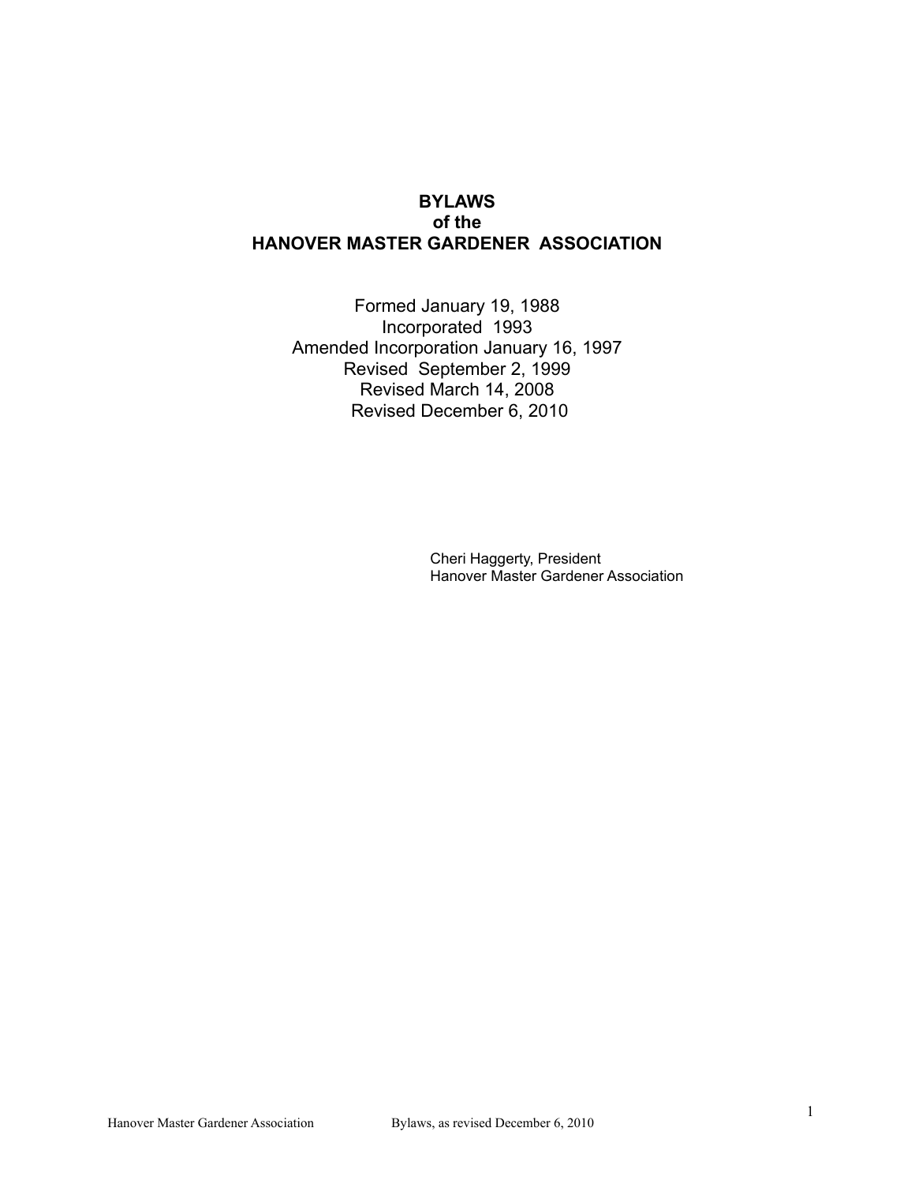# BYLAWS
# of the
# HANOVER MASTER GARDENER ASSOCIATION

Formed January 19, 1988
Incorporated 1993
Amended Incorporation January 16, 1997
Revised September 2, 1999
Revised March 14, 2008
Revised December 6, 2010

Cheri Haggerty, President
Hanover Master Gardener Association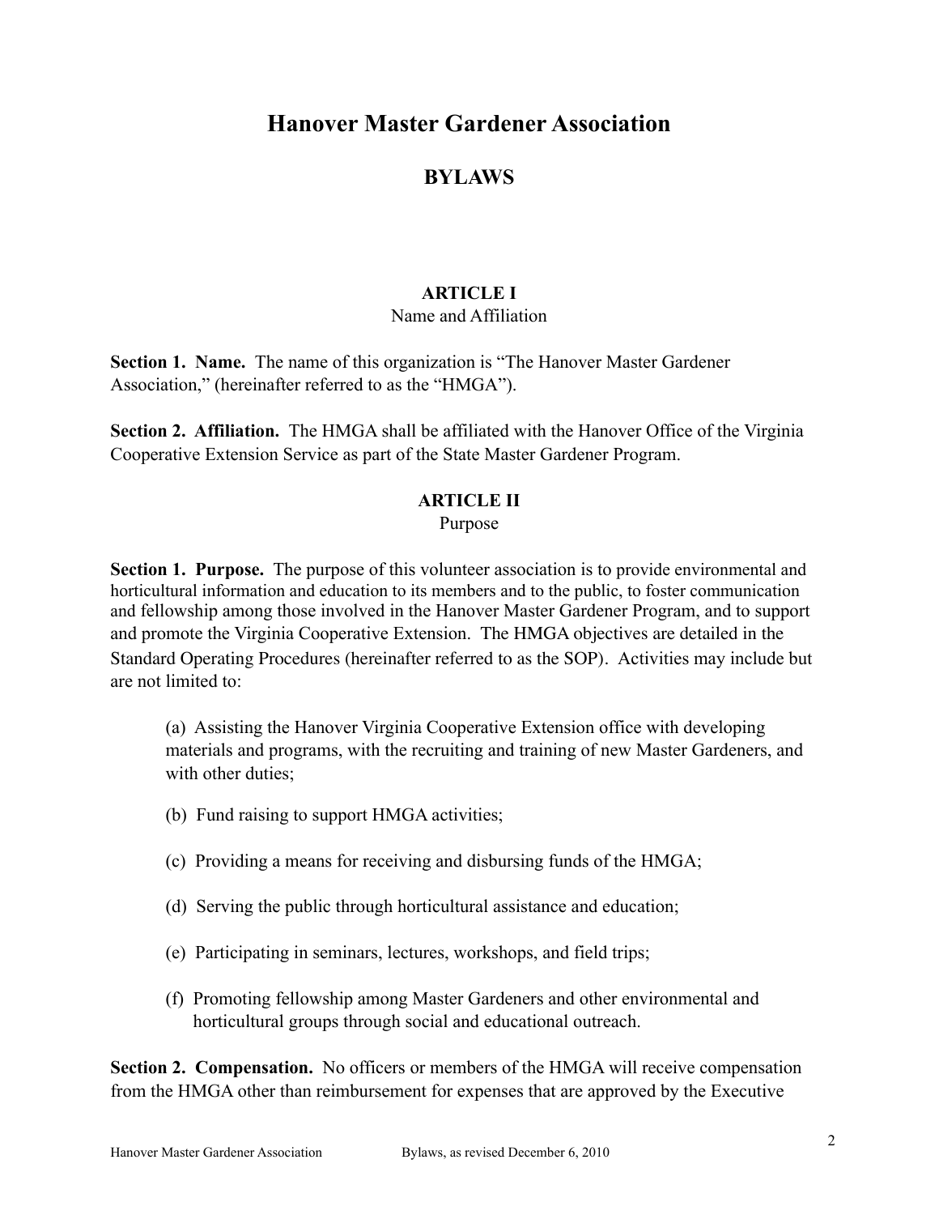# Hanover Master Gardener Association

## BYLAWS

### ARTICLE I
Name and Affiliation

**Section 1. Name.** The name of this organization is "The Hanover Master Gardener Association," (hereinafter referred to as the "HMGA").

**Section 2. Affiliation.** The HMGA shall be affiliated with the Hanover Office of the Virginia Cooperative Extension Service as part of the State Master Gardener Program.

### ARTICLE II
Purpose

**Section 1. Purpose.** The purpose of this volunteer association is to provide environmental and horticultural information and education to its members and to the public, to foster communication and fellowship among those involved in the Hanover Master Gardener Program, and to support and promote the Virginia Cooperative Extension. The HMGA objectives are detailed in the Standard Operating Procedures (hereinafter referred to as the SOP). Activities may include but are not limited to:

(a) Assisting the Hanover Virginia Cooperative Extension office with developing materials and programs, with the recruiting and training of new Master Gardeners, and with other duties;

(b) Fund raising to support HMGA activities;

(c) Providing a means for receiving and disbursing funds of the HMGA;

(d) Serving the public through horticultural assistance and education;

(e) Participating in seminars, lectures, workshops, and field trips;

(f) Promoting fellowship among Master Gardeners and other environmental and horticultural groups through social and educational outreach.

**Section 2. Compensation.** No officers or members of the HMGA will receive compensation from the HMGA other than reimbursement for expenses that are approved by the Executive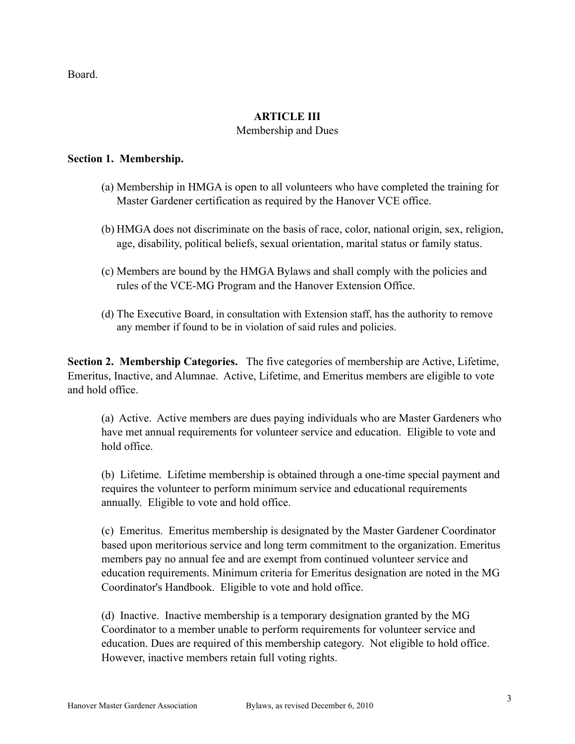Board.

## ARTICLE III

Membership and Dues

**Section 1. Membership.**

(a) Membership in HMGA is open to all volunteers who have completed the training for Master Gardener certification as required by the Hanover VCE office.

(b) HMGA does not discriminate on the basis of race, color, national origin, sex, religion, age, disability, political beliefs, sexual orientation, marital status or family status.

(c) Members are bound by the HMGA Bylaws and shall comply with the policies and rules of the VCE-MG Program and the Hanover Extension Office.

(d) The Executive Board, in consultation with Extension staff, has the authority to remove any member if found to be in violation of said rules and policies.

**Section 2. Membership Categories.** The five categories of membership are Active, Lifetime, Emeritus, Inactive, and Alumnae. Active, Lifetime, and Emeritus members are eligible to vote and hold office.

(a) Active. Active members are dues paying individuals who are Master Gardeners who have met annual requirements for volunteer service and education. Eligible to vote and hold office.

(b) Lifetime. Lifetime membership is obtained through a one-time special payment and requires the volunteer to perform minimum service and educational requirements annually. Eligible to vote and hold office.

(c) Emeritus. Emeritus membership is designated by the Master Gardener Coordinator based upon meritorious service and long term commitment to the organization. Emeritus members pay no annual fee and are exempt from continued volunteer service and education requirements. Minimum criteria for Emeritus designation are noted in the MG Coordinator's Handbook. Eligible to vote and hold office.

(d) Inactive. Inactive membership is a temporary designation granted by the MG Coordinator to a member unable to perform requirements for volunteer service and education. Dues are required of this membership category. Not eligible to hold office. However, inactive members retain full voting rights.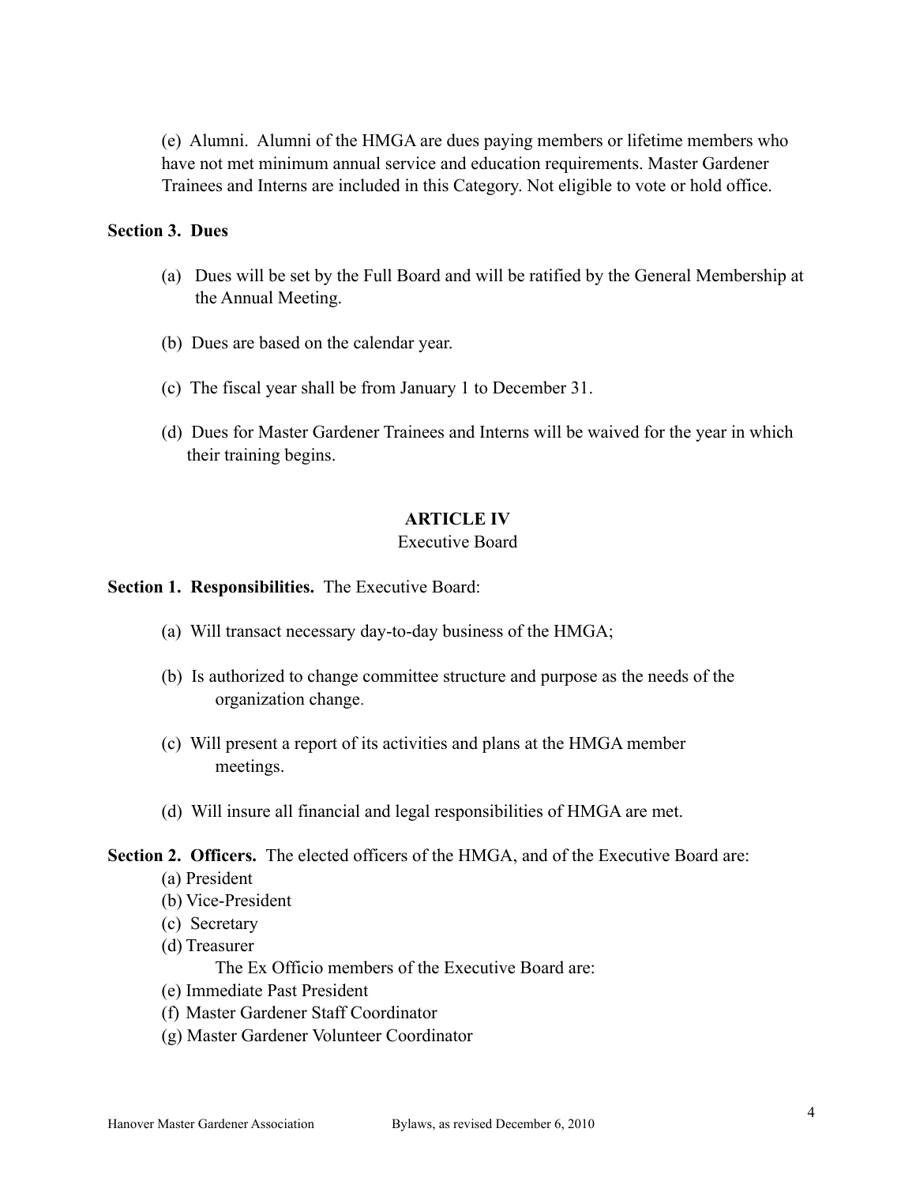(e) Alumni. Alumni of the HMGA are dues paying members or lifetime members who have not met minimum annual service and education requirements. Master Gardener Trainees and Interns are included in this Category. Not eligible to vote or hold office.

**Section 3. Dues**

(a) Dues will be set by the Full Board and will be ratified by the General Membership at the Annual Meeting.

(b) Dues are based on the calendar year.

(c) The fiscal year shall be from January 1 to December 31.

(d) Dues for Master Gardener Trainees and Interns will be waived for the year in which their training begins.

## ARTICLE IV
Executive Board

**Section 1. Responsibilities.** The Executive Board:

(a) Will transact necessary day-to-day business of the HMGA;

(b) Is authorized to change committee structure and purpose as the needs of the organization change.

(c) Will present a report of its activities and plans at the HMGA member meetings.

(d) Will insure all financial and legal responsibilities of HMGA are met.

**Section 2. Officers.** The elected officers of the HMGA, and of the Executive Board are:

(a) President
(b) Vice-President
(c) Secretary
(d) Treasurer

The Ex Officio members of the Executive Board are:

(e) Immediate Past President
(f) Master Gardener Staff Coordinator
(g) Master Gardener Volunteer Coordinator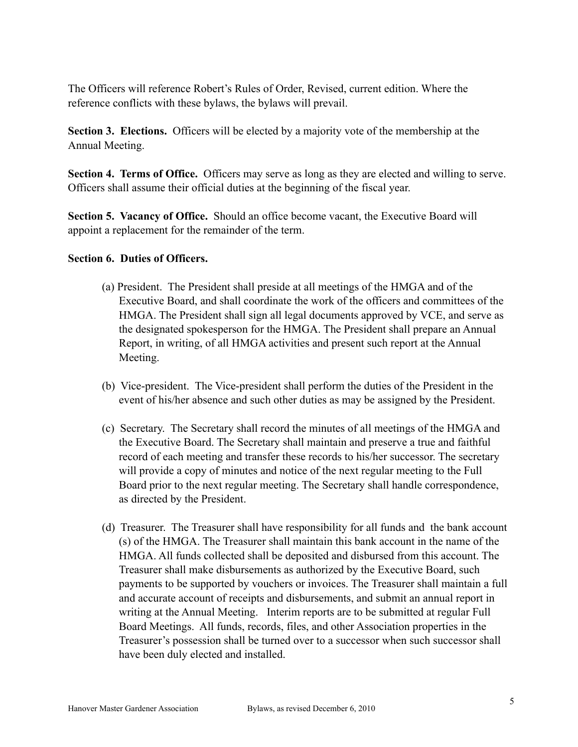The Officers will reference Robert's Rules of Order, Revised, current edition. Where the reference conflicts with these bylaws, the bylaws will prevail.

**Section 3. Elections.** Officers will be elected by a majority vote of the membership at the Annual Meeting.

**Section 4. Terms of Office.** Officers may serve as long as they are elected and willing to serve. Officers shall assume their official duties at the beginning of the fiscal year.

**Section 5. Vacancy of Office.** Should an office become vacant, the Executive Board will appoint a replacement for the remainder of the term.

**Section 6. Duties of Officers.**

(a) President. The President shall preside at all meetings of the HMGA and of the Executive Board, and shall coordinate the work of the officers and committees of the HMGA. The President shall sign all legal documents approved by VCE, and serve as the designated spokesperson for the HMGA. The President shall prepare an Annual Report, in writing, of all HMGA activities and present such report at the Annual Meeting.

(b) Vice-president. The Vice-president shall perform the duties of the President in the event of his/her absence and such other duties as may be assigned by the President.

(c) Secretary. The Secretary shall record the minutes of all meetings of the HMGA and the Executive Board. The Secretary shall maintain and preserve a true and faithful record of each meeting and transfer these records to his/her successor. The secretary will provide a copy of minutes and notice of the next regular meeting to the Full Board prior to the next regular meeting. The Secretary shall handle correspondence, as directed by the President.

(d) Treasurer. The Treasurer shall have responsibility for all funds and the bank account (s) of the HMGA. The Treasurer shall maintain this bank account in the name of the HMGA. All funds collected shall be deposited and disbursed from this account. The Treasurer shall make disbursements as authorized by the Executive Board, such payments to be supported by vouchers or invoices. The Treasurer shall maintain a full and accurate account of receipts and disbursements, and submit an annual report in writing at the Annual Meeting. Interim reports are to be submitted at regular Full Board Meetings. All funds, records, files, and other Association properties in the Treasurer's possession shall be turned over to a successor when such successor shall have been duly elected and installed.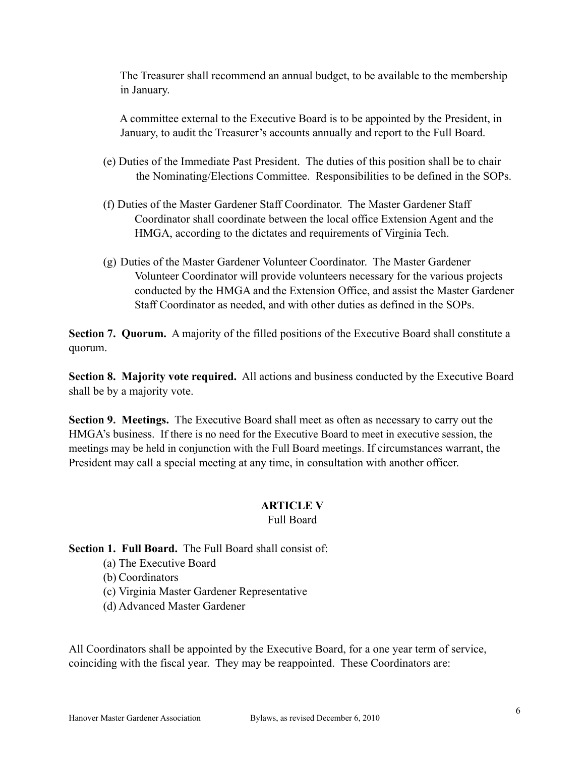The Treasurer shall recommend an annual budget, to be available to the membership in January.

A committee external to the Executive Board is to be appointed by the President, in January, to audit the Treasurer's accounts annually and report to the Full Board.

(e) Duties of the Immediate Past President. The duties of this position shall be to chair the Nominating/Elections Committee. Responsibilities to be defined in the SOPs.

(f) Duties of the Master Gardener Staff Coordinator. The Master Gardener Staff Coordinator shall coordinate between the local office Extension Agent and the HMGA, according to the dictates and requirements of Virginia Tech.

(g) Duties of the Master Gardener Volunteer Coordinator. The Master Gardener Volunteer Coordinator will provide volunteers necessary for the various projects conducted by the HMGA and the Extension Office, and assist the Master Gardener Staff Coordinator as needed, and with other duties as defined in the SOPs.

**Section 7. Quorum.** A majority of the filled positions of the Executive Board shall constitute a quorum.

**Section 8. Majority vote required.** All actions and business conducted by the Executive Board shall be by a majority vote.

**Section 9. Meetings.** The Executive Board shall meet as often as necessary to carry out the HMGA's business. If there is no need for the Executive Board to meet in executive session, the meetings may be held in conjunction with the Full Board meetings. If circumstances warrant, the President may call a special meeting at any time, in consultation with another officer.

## ARTICLE V
Full Board

**Section 1. Full Board.** The Full Board shall consist of:

(a) The Executive Board
(b) Coordinators
(c) Virginia Master Gardener Representative
(d) Advanced Master Gardener

All Coordinators shall be appointed by the Executive Board, for a one year term of service, coinciding with the fiscal year. They may be reappointed. These Coordinators are: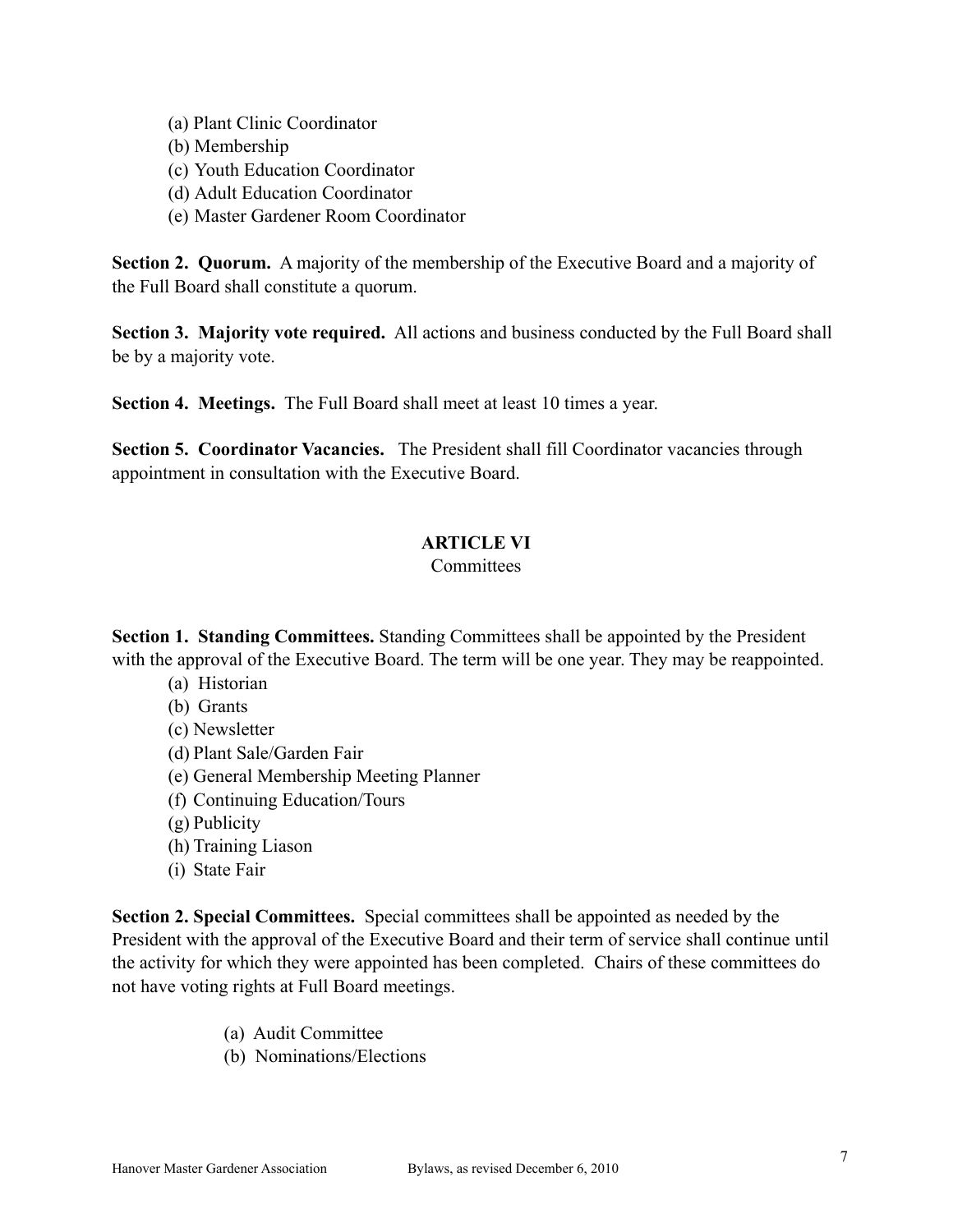(a) Plant Clinic Coordinator
(b) Membership
(c) Youth Education Coordinator
(d) Adult Education Coordinator
(e) Master Gardener Room Coordinator

**Section 2. Quorum.** A majority of the membership of the Executive Board and a majority of the Full Board shall constitute a quorum.

**Section 3. Majority vote required.** All actions and business conducted by the Full Board shall be by a majority vote.

**Section 4. Meetings.** The Full Board shall meet at least 10 times a year.

**Section 5. Coordinator Vacancies.** The President shall fill Coordinator vacancies through appointment in consultation with the Executive Board.

## ARTICLE VI

Committees

**Section 1. Standing Committees.** Standing Committees shall be appointed by the President with the approval of the Executive Board. The term will be one year. They may be reappointed.

(a) Historian
(b) Grants
(c) Newsletter
(d) Plant Sale/Garden Fair
(e) General Membership Meeting Planner
(f) Continuing Education/Tours
(g) Publicity
(h) Training Liason
(i) State Fair

**Section 2. Special Committees.** Special committees shall be appointed as needed by the President with the approval of the Executive Board and their term of service shall continue until the activity for which they were appointed has been completed. Chairs of these committees do not have voting rights at Full Board meetings.

(a) Audit Committee
(b) Nominations/Elections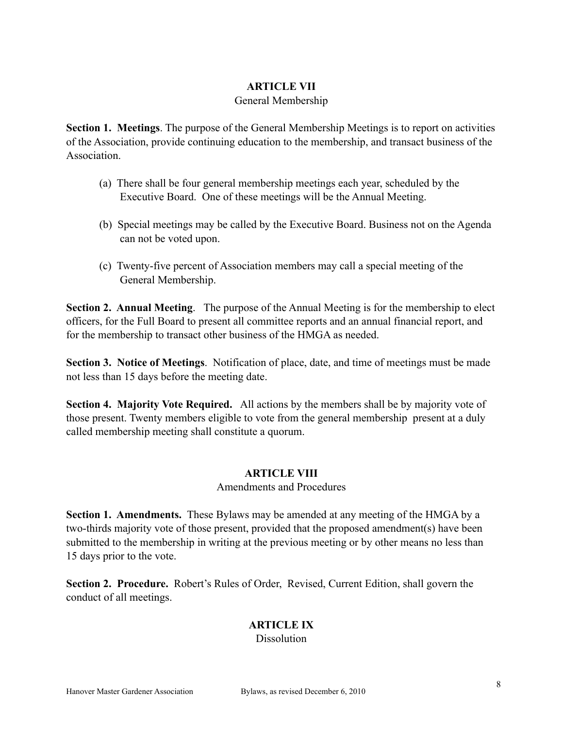## ARTICLE VII

General Membership

**Section 1. Meetings**. The purpose of the General Membership Meetings is to report on activities of the Association, provide continuing education to the membership, and transact business of the Association.

(a) There shall be four general membership meetings each year, scheduled by the Executive Board. One of these meetings will be the Annual Meeting.

(b) Special meetings may be called by the Executive Board. Business not on the Agenda can not be voted upon.

(c) Twenty-five percent of Association members may call a special meeting of the General Membership.

**Section 2. Annual Meeting**. The purpose of the Annual Meeting is for the membership to elect officers, for the Full Board to present all committee reports and an annual financial report, and for the membership to transact other business of the HMGA as needed.

**Section 3. Notice of Meetings**. Notification of place, date, and time of meetings must be made not less than 15 days before the meeting date.

**Section 4. Majority Vote Required.** All actions by the members shall be by majority vote of those present. Twenty members eligible to vote from the general membership present at a duly called membership meeting shall constitute a quorum.

## ARTICLE VIII

Amendments and Procedures

**Section 1. Amendments.** These Bylaws may be amended at any meeting of the HMGA by a two-thirds majority vote of those present, provided that the proposed amendment(s) have been submitted to the membership in writing at the previous meeting or by other means no less than 15 days prior to the vote.

**Section 2. Procedure.** Robert's Rules of Order, Revised, Current Edition, shall govern the conduct of all meetings.

## ARTICLE IX

Dissolution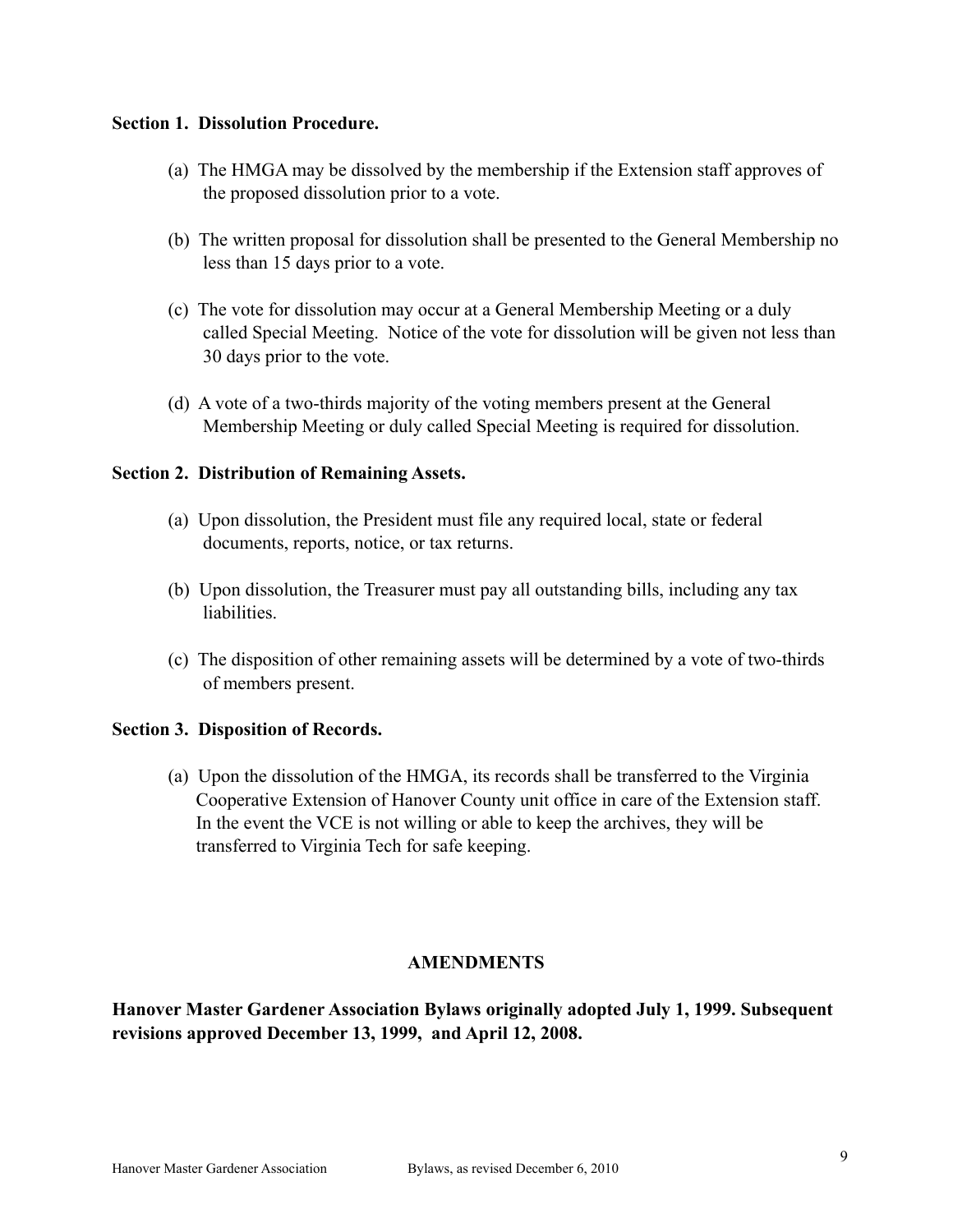**Section 1. Dissolution Procedure.**

(a) The HMGA may be dissolved by the membership if the Extension staff approves of the proposed dissolution prior to a vote.

(b) The written proposal for dissolution shall be presented to the General Membership no less than 15 days prior to a vote.

(c) The vote for dissolution may occur at a General Membership Meeting or a duly called Special Meeting. Notice of the vote for dissolution will be given not less than 30 days prior to the vote.

(d) A vote of a two-thirds majority of the voting members present at the General Membership Meeting or duly called Special Meeting is required for dissolution.

**Section 2. Distribution of Remaining Assets.**

(a) Upon dissolution, the President must file any required local, state or federal documents, reports, notice, or tax returns.

(b) Upon dissolution, the Treasurer must pay all outstanding bills, including any tax liabilities.

(c) The disposition of other remaining assets will be determined by a vote of two-thirds of members present.

**Section 3. Disposition of Records.**

(a) Upon the dissolution of the HMGA, its records shall be transferred to the Virginia Cooperative Extension of Hanover County unit office in care of the Extension staff. In the event the VCE is not willing or able to keep the archives, they will be transferred to Virginia Tech for safe keeping.

## AMENDMENTS

**Hanover Master Gardener Association Bylaws originally adopted July 1, 1999. Subsequent revisions approved December 13, 1999, and April 12, 2008.**